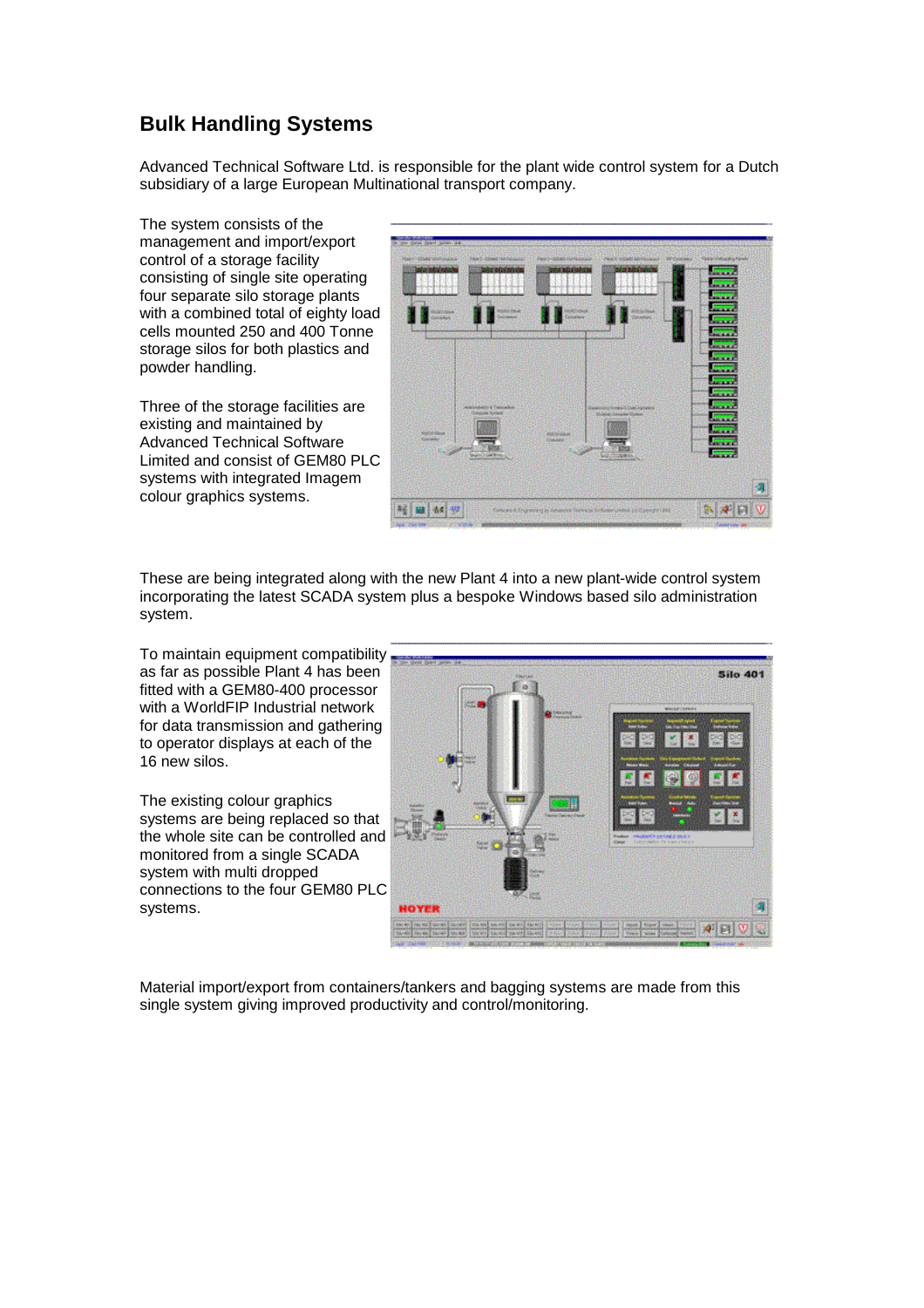# Bulk Handling Systems

Advanced Technical Software Ltd. is responsible for the plant wide control system for a Dutch subsidiary of a large European Multinational transport company.

The system consists of the management and import/export control of a storage facility consisting of single site operating four separate silo storage plants with a combined total of eighty load cells mounted 250 and 400 Tonne storage silos for both plastics and powder handling.

Three of the storage facilities are existing and maintained by Advanced Technical Software Limited and consist of GEM80 PLC systems with integrated Imagem colour graphics systems.

These are being integrated along with the new Plant 4 into a new plant-wide control system incorporating the latest SCADA system plus a bespoke Windows based silo administration system.

To maintain equipment compatibility as far as possible Plant 4 has been fitted with a GEM80-400 processor with a WorldFIP Industrial network for data transmission and gathering to operator displays at each of the 16 new silos.

The existing colour graphics systems are being replaced so that the whole site can be controlled and monitored from a single SCADA system with multi dropped connections to the four GEM80 PLC systems.

Material import/export from containers/tankers and bagging systems are made from this single system giving improved productivity and control/monitoring.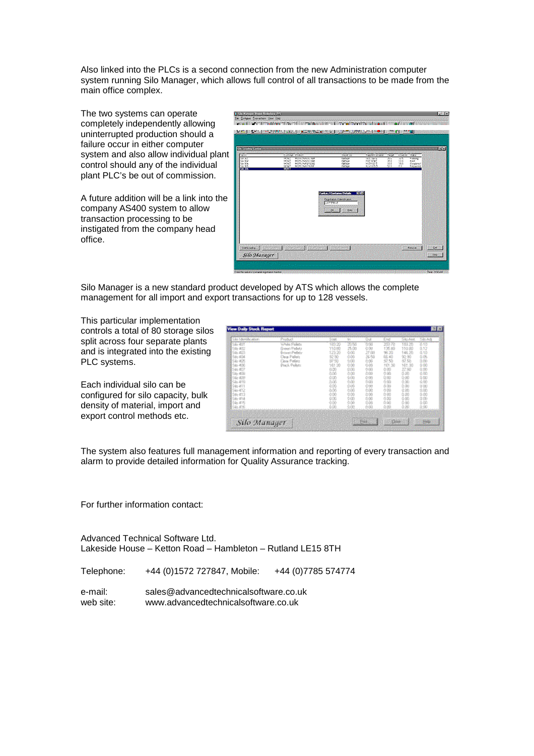Also linked into the PLCs is a second connection from the new Administration computer system running Silo Manager, which allows full control of all transactions to be made from the main office complex.

The two systems can operate completely independently allowing uninterrupted production should a failure occur in either computer system and also allow individual plant control should any of the individual plant PLC's be out of commission.

A future addition will be a link into the company AS400 system to allow transaction processing to be instigated from the company head office.

Silo Manager is a new standard product developed by ATS which allows the complete management for all import and export transactions for up to 128 vessels.

This particular implementation controls a total of 80 storage silos split across four separate plants and is integrated into the existing PLC systems.

Each individual silo can be configured for silo capacity, bulk density of material, import and export control methods etc.

The system also features full management information and reporting of every transaction and alarm to provide detailed information for Quality Assurance tracking.

For further information contact:

Advanced Technical Software Ltd.
Lakeside House – Ketton Road – Hambleton – Rutland LE15 8TH

Telephone: +44 (0)1572 727847, Mobile: +44 (0)7785 574774

e-mail: sales@advancedtechnicalsoftware.co.uk
web site: www.advancedtechnicalsoftware.co.uk